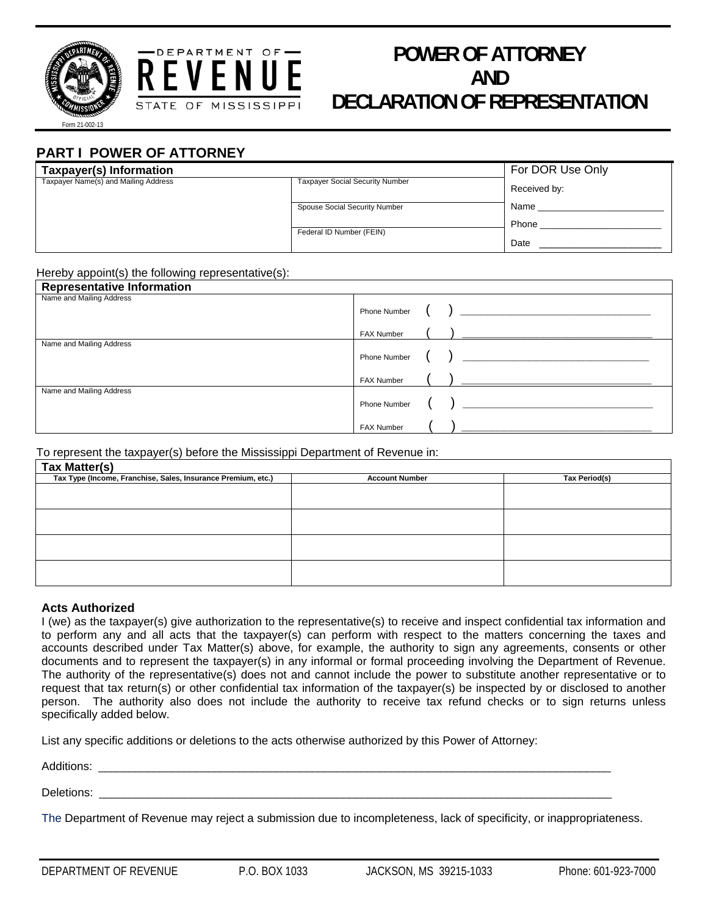DEPARTMENT OF REVENUE
STATE OF MISSISSIPPI

Form 21-002-13

# POWER OF ATTORNEY AND DECLARATION OF REPRESENTATION

## PART I POWER OF ATTORNEY

| Taxpayer(s) Information | | For DOR Use Only |
|---|---|---|
| Taxpayer Name(s) and Mailing Address | Taxpayer Social Security Number | Received by: |
| | Spouse Social Security Number | Name ________________________ Phone ________________________ |
| | Federal ID Number (FEIN) | Date ________________________ |

Hereby appoint(s) the following representative(s):

| Representative Information | |
|---|---|
| Name and Mailing Address | Phone Number ( ) ____________________ FAX Number ( ) ____________________ |
| Name and Mailing Address | Phone Number ( ) ____________________ FAX Number ( ) ____________________ |
| Name and Mailing Address | Phone Number ( ) ____________________ FAX Number ( ) ____________________ |

To represent the taxpayer(s) before the Mississippi Department of Revenue in:

| Tax Matter(s) | | |
|---|---|---|
| Tax Type (Income, Franchise, Sales, Insurance Premium, etc.) | Account Number | Tax Period(s) |
| | | |
| | | |
| | | |
| | | |

### Acts Authorized

I (we) as the taxpayer(s) give authorization to the representative(s) to receive and inspect confidential tax information and to perform any and all acts that the taxpayer(s) can perform with respect to the matters concerning the taxes and accounts described under Tax Matter(s) above, for example, the authority to sign any agreements, consents or other documents and to represent the taxpayer(s) in any informal or formal proceeding involving the Department of Revenue. The authority of the representative(s) does not and cannot include the power to substitute another representative or to request that tax return(s) or other confidential tax information of the taxpayer(s) be inspected by or disclosed to another person. The authority also does not include the authority to receive tax refund checks or to sign returns unless specifically added below.

List any specific additions or deletions to the acts otherwise authorized by this Power of Attorney:

Additions: ______________________________________________________________________________

Deletions: ______________________________________________________________________________

The Department of Revenue may reject a submission due to incompleteness, lack of specificity, or inappropriateness.

DEPARTMENT OF REVENUE P.O. BOX 1033 JACKSON, MS 39215-1033 Phone: 601-923-7000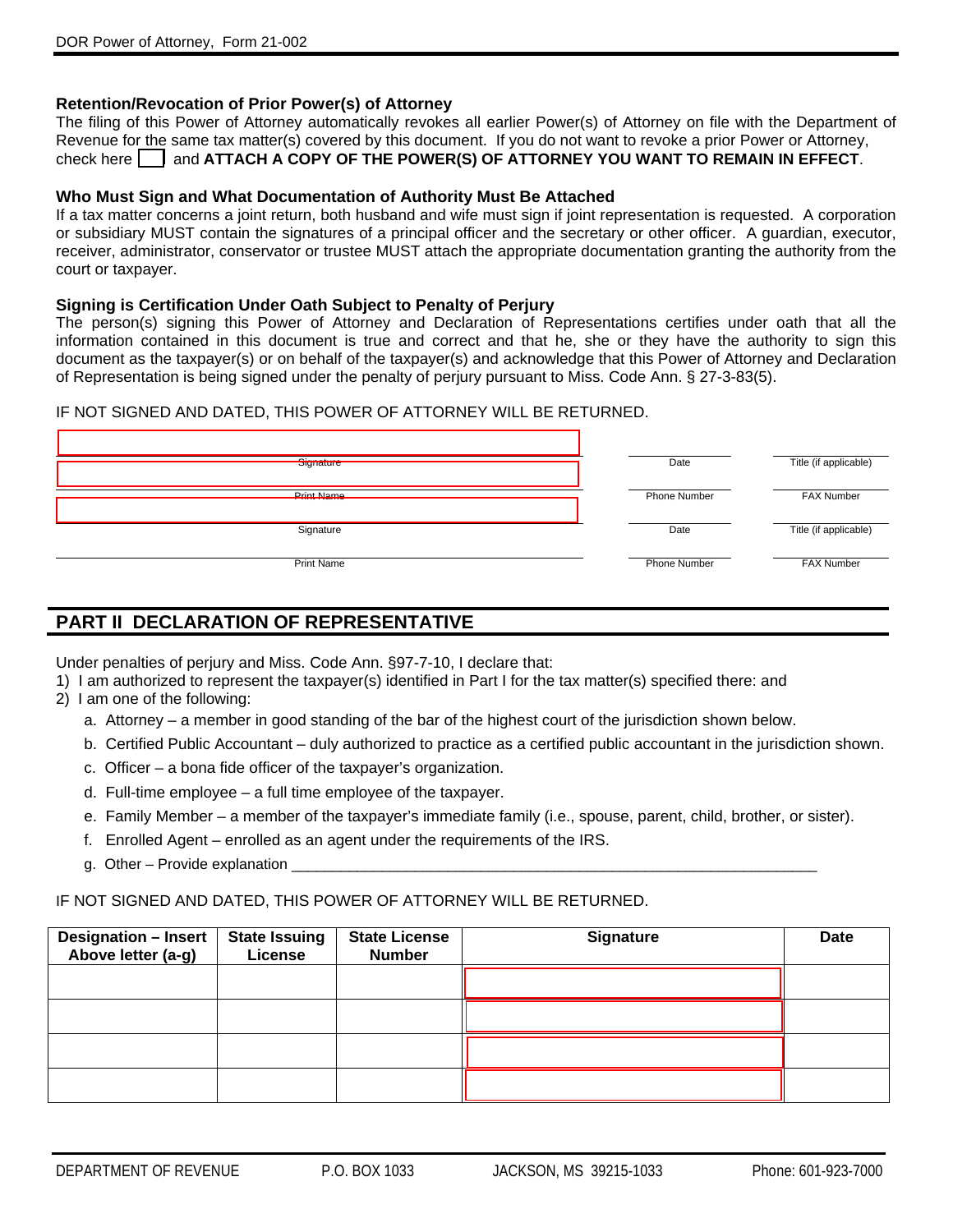### Retention/Revocation of Prior Power(s) of Attorney

The filing of this Power of Attorney automatically revokes all earlier Power(s) of Attorney on file with the Department of Revenue for the same tax matter(s) covered by this document. If you do not want to revoke a prior Power or Attorney, check here ☐ and **ATTACH A COPY OF THE POWER(S) OF ATTORNEY YOU WANT TO REMAIN IN EFFECT**.

### Who Must Sign and What Documentation of Authority Must Be Attached

If a tax matter concerns a joint return, both husband and wife must sign if joint representation is requested. A corporation or subsidiary MUST contain the signatures of a principal officer and the secretary or other officer. A guardian, executor, receiver, administrator, conservator or trustee MUST attach the appropriate documentation granting the authority from the court or taxpayer.

### Signing is Certification Under Oath Subject to Penalty of Perjury

The person(s) signing this Power of Attorney and Declaration of Representations certifies under oath that all the information contained in this document is true and correct and that he, she or they have the authority to sign this document as the taxpayer(s) or on behalf of the taxpayer(s) and acknowledge that this Power of Attorney and Declaration of Representation is being signed under the penalty of perjury pursuant to Miss. Code Ann. § 27-3-83(5).

IF NOT SIGNED AND DATED, THIS POWER OF ATTORNEY WILL BE RETURNED.

| | | |
|---|---|---|
| Signature | Date | Title (if applicable) |
| Print Name | Phone Number | FAX Number |
| Signature | Date | Title (if applicable) |
| Print Name | Phone Number | FAX Number |

## PART II DECLARATION OF REPRESENTATIVE

Under penalties of perjury and Miss. Code Ann. §97-7-10, I declare that:

1) I am authorized to represent the taxpayer(s) identified in Part I for the tax matter(s) specified there: and
2) I am one of the following:
   a. Attorney – a member in good standing of the bar of the highest court of the jurisdiction shown below.
   b. Certified Public Accountant – duly authorized to practice as a certified public accountant in the jurisdiction shown.
   c. Officer – a bona fide officer of the taxpayer's organization.
   d. Full-time employee – a full time employee of the taxpayer.
   e. Family Member – a member of the taxpayer's immediate family (i.e., spouse, parent, child, brother, or sister).
   f. Enrolled Agent – enrolled as an agent under the requirements of the IRS.
   g. Other – Provide explanation ____________________________________________

IF NOT SIGNED AND DATED, THIS POWER OF ATTORNEY WILL BE RETURNED.

| Designation – Insert Above letter (a-g) | State Issuing License | State License Number | Signature | Date |
|---|---|---|---|---|
| | | | | |
| | | | | |
| | | | | |
| | | | | |

DEPARTMENT OF REVENUE P.O. BOX 1033 JACKSON, MS 39215-1033 Phone: 601-923-7000